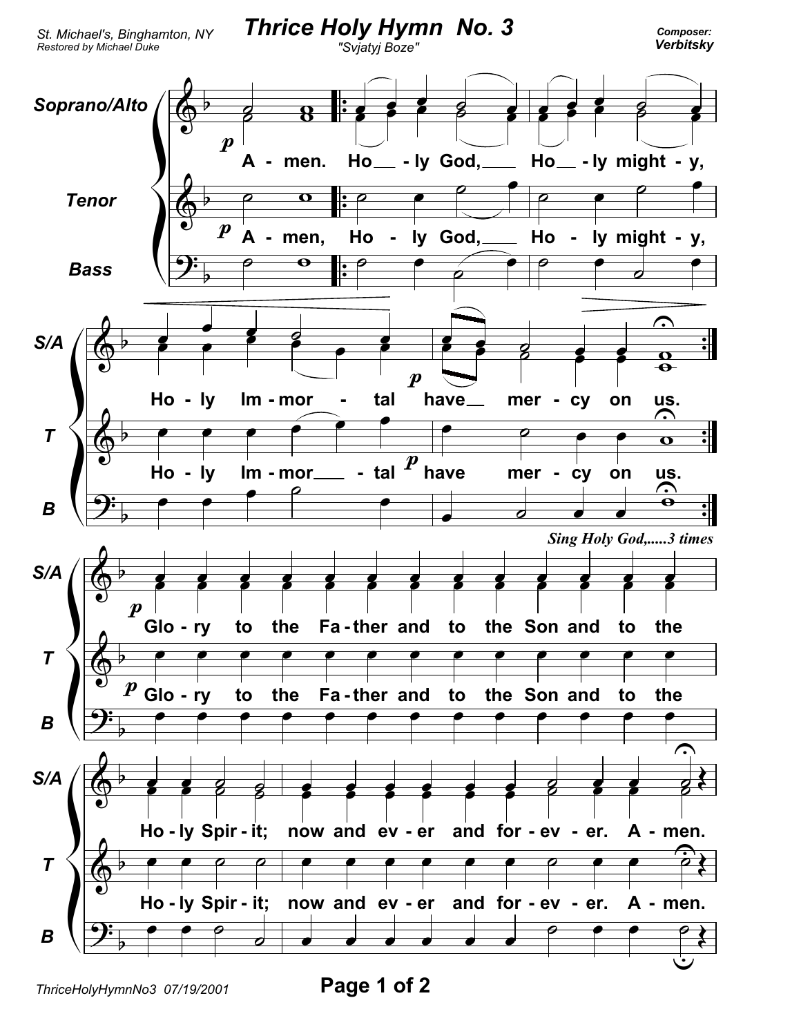St. Michael's, Binghamton, NY
Restored by Michael Duke

# Thrice Holy Hymn No. 3

"Svjatyj Boze"

Composer:
**Verbitsky**

**Soprano/Alto**, **Tenor**, **Bass**

A - men. Ho - ly God, Ho - ly might - y,

Ho - ly Im - mor - tal have mer - cy on us.

*Sing Holy God,.....3 times*

Glo - ry to the Fa - ther and to the Son and to the

Ho - ly Spir - it; now and ev - er and for - ev - er. A - men.

ThriceHolyHymnNo3 07/19/2001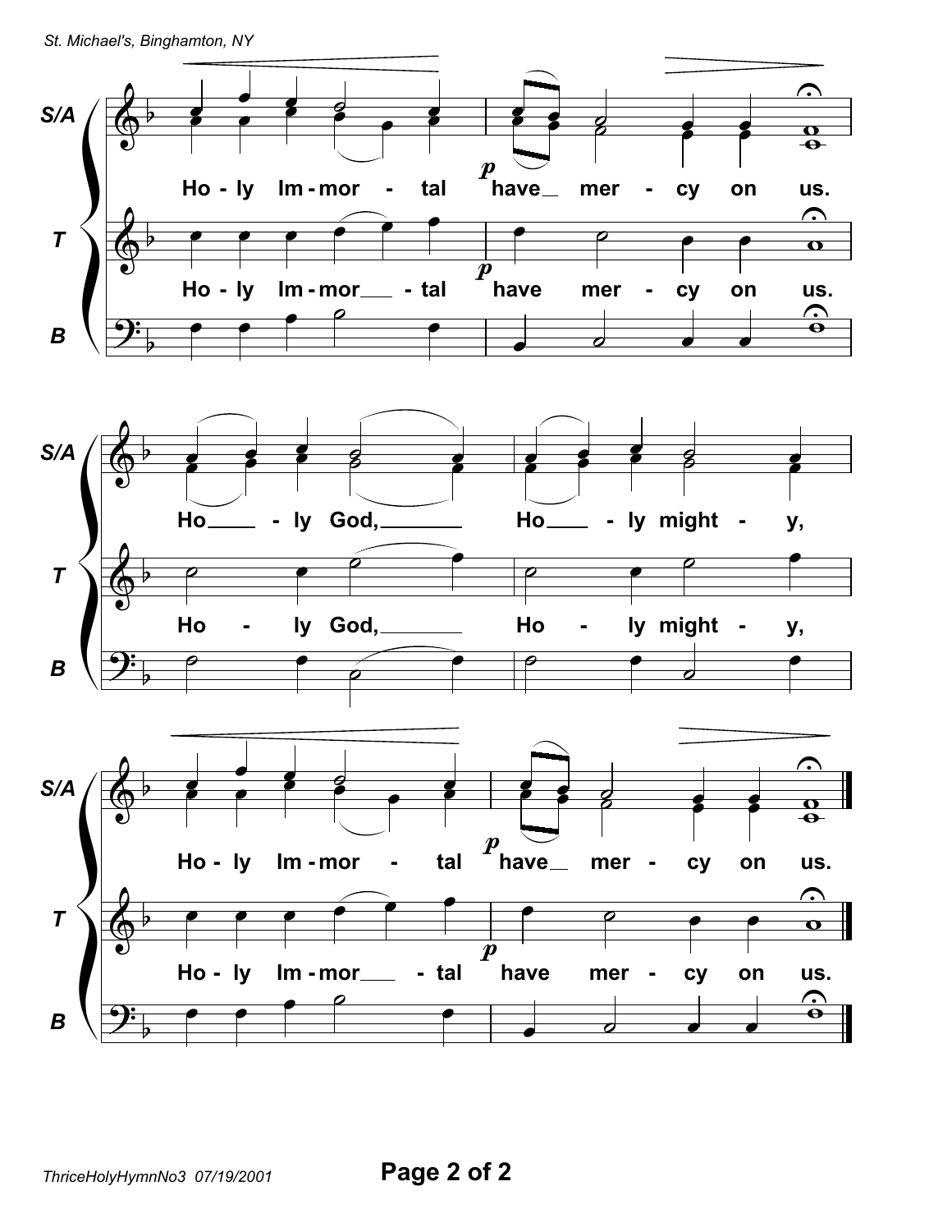Holy Immortal have mercy on us.

Holy God, Holy mighty,

Holy Immortal have mercy on us.